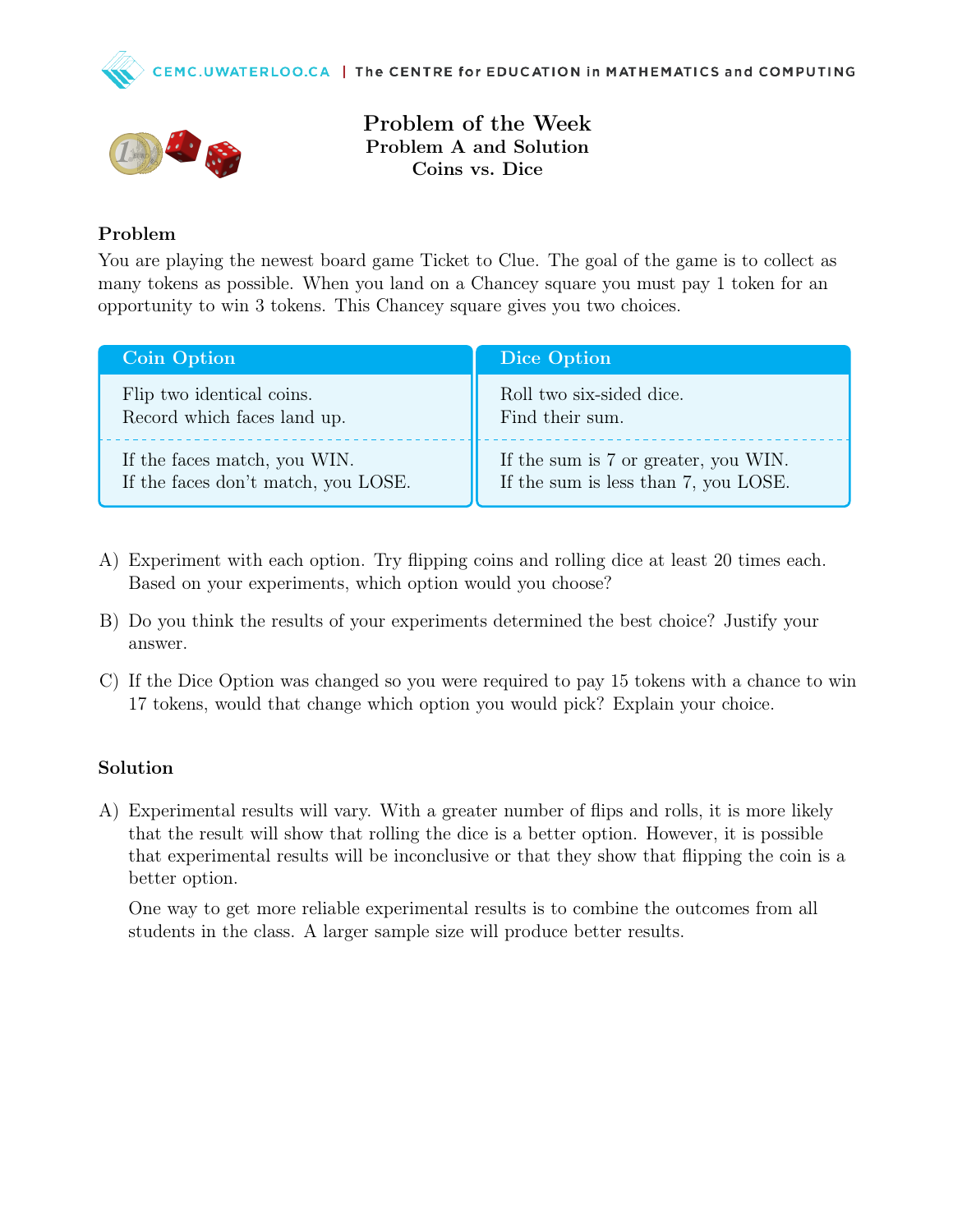# Problem of the Week
## Problem A and Solution
## Coins vs. Dice

### Problem

You are playing the newest board game Ticket to Clue. The goal of the game is to collect as many tokens as possible. When you land on a Chancey square you must pay 1 token for an opportunity to win 3 tokens. This Chancey square gives you two choices.

| Coin Option | Dice Option |
|---|---|
| Flip two identical coins. Record which faces land up. | Roll two six-sided dice. Find their sum. |
| If the faces match, you WIN. If the faces don't match, you LOSE. | If the sum is 7 or greater, you WIN. If the sum is less than 7, you LOSE. |

A) Experiment with each option. Try flipping coins and rolling dice at least 20 times each. Based on your experiments, which option would you choose?

B) Do you think the results of your experiments determined the best choice? Justify your answer.

C) If the Dice Option was changed so you were required to pay 15 tokens with a chance to win 17 tokens, would that change which option you would pick? Explain your choice.

### Solution

A) Experimental results will vary. With a greater number of flips and rolls, it is more likely that the result will show that rolling the dice is a better option. However, it is possible that experimental results will be inconclusive or that they show that flipping the coin is a better option.

One way to get more reliable experimental results is to combine the outcomes from all students in the class. A larger sample size will produce better results.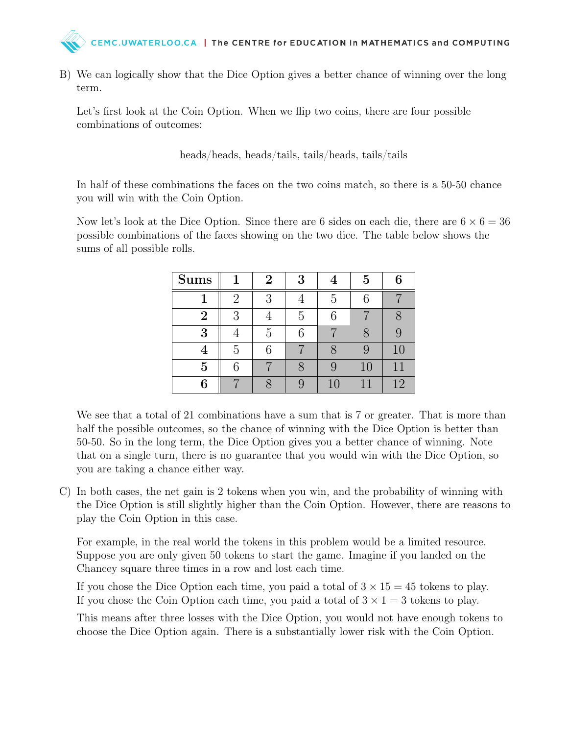B) We can logically show that the Dice Option gives a better chance of winning over the long term.

Let's first look at the Coin Option. When we flip two coins, there are four possible combinations of outcomes:

heads/heads, heads/tails, tails/heads, tails/tails

In half of these combinations the faces on the two coins match, so there is a 50-50 chance you will win with the Coin Option.

Now let's look at the Dice Option. Since there are 6 sides on each die, there are $6 \times 6 = 36$ possible combinations of the faces showing on the two dice. The table below shows the sums of all possible rolls.

| **Sums** | **1** | **2** | **3** | **4** | **5** | **6** |
|---|---|---|---|---|---|---|
| **1** | 2 | 3 | 4 | 5 | 6 | 7 |
| **2** | 3 | 4 | 5 | 6 | 7 | 8 |
| **3** | 4 | 5 | 6 | 7 | 8 | 9 |
| **4** | 5 | 6 | 7 | 8 | 9 | 10 |
| **5** | 6 | 7 | 8 | 9 | 10 | 11 |
| **6** | 7 | 8 | 9 | 10 | 11 | 12 |

We see that a total of 21 combinations have a sum that is 7 or greater. That is more than half the possible outcomes, so the chance of winning with the Dice Option is better than 50-50. So in the long term, the Dice Option gives you a better chance of winning. Note that on a single turn, there is no guarantee that you would win with the Dice Option, so you are taking a chance either way.

C) In both cases, the net gain is 2 tokens when you win, and the probability of winning with the Dice Option is still slightly higher than the Coin Option. However, there are reasons to play the Coin Option in this case.

For example, in the real world the tokens in this problem would be a limited resource. Suppose you are only given 50 tokens to start the game. Imagine if you landed on the Chancey square three times in a row and lost each time.

If you chose the Dice Option each time, you paid a total of $3 \times 15 = 45$ tokens to play. If you chose the Coin Option each time, you paid a total of $3 \times 1 = 3$ tokens to play.

This means after three losses with the Dice Option, you would not have enough tokens to choose the Dice Option again. There is a substantially lower risk with the Coin Option.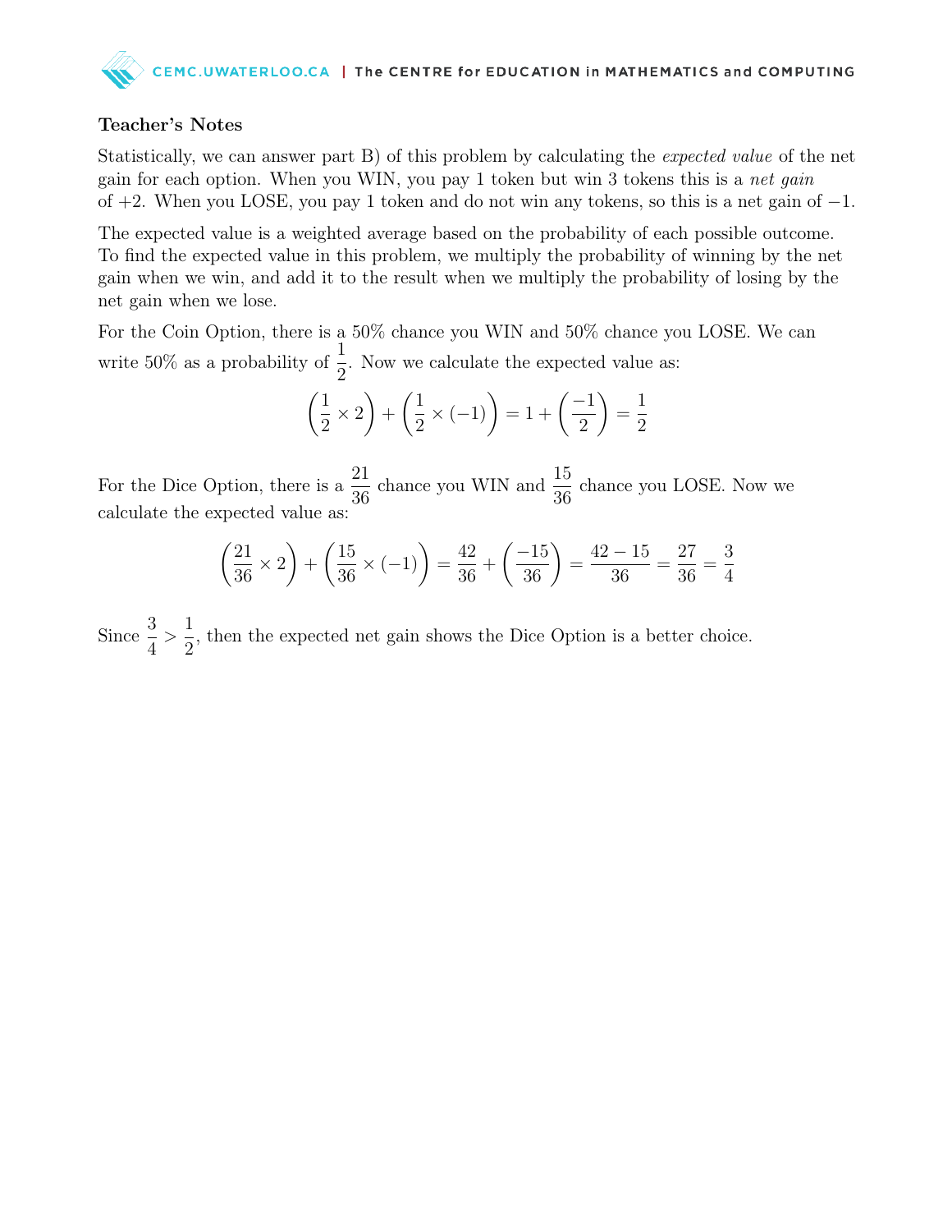**Teacher's Notes**

Statistically, we can answer part B) of this problem by calculating the *expected value* of the net gain for each option. When you WIN, you pay 1 token but win 3 tokens this is a *net gain* of $+2$. When you LOSE, you pay 1 token and do not win any tokens, so this is a net gain of $-1$.

The expected value is a weighted average based on the probability of each possible outcome. To find the expected value in this problem, we multiply the probability of winning by the net gain when we win, and add it to the result when we multiply the probability of losing by the net gain when we lose.

For the Coin Option, there is a 50% chance you WIN and 50% chance you LOSE. We can write 50% as a probability of $\frac{1}{2}$. Now we calculate the expected value as:

$$\left(\frac{1}{2} \times 2\right) + \left(\frac{1}{2} \times (-1)\right) = 1 + \left(\frac{-1}{2}\right) = \frac{1}{2}$$

For the Dice Option, there is a $\frac{21}{36}$ chance you WIN and $\frac{15}{36}$ chance you LOSE. Now we calculate the expected value as:

$$\left(\frac{21}{36} \times 2\right) + \left(\frac{15}{36} \times (-1)\right) = \frac{42}{36} + \left(\frac{-15}{36}\right) = \frac{42 - 15}{36} = \frac{27}{36} = \frac{3}{4}$$

Since $\frac{3}{4} > \frac{1}{2}$, then the expected net gain shows the Dice Option is a better choice.